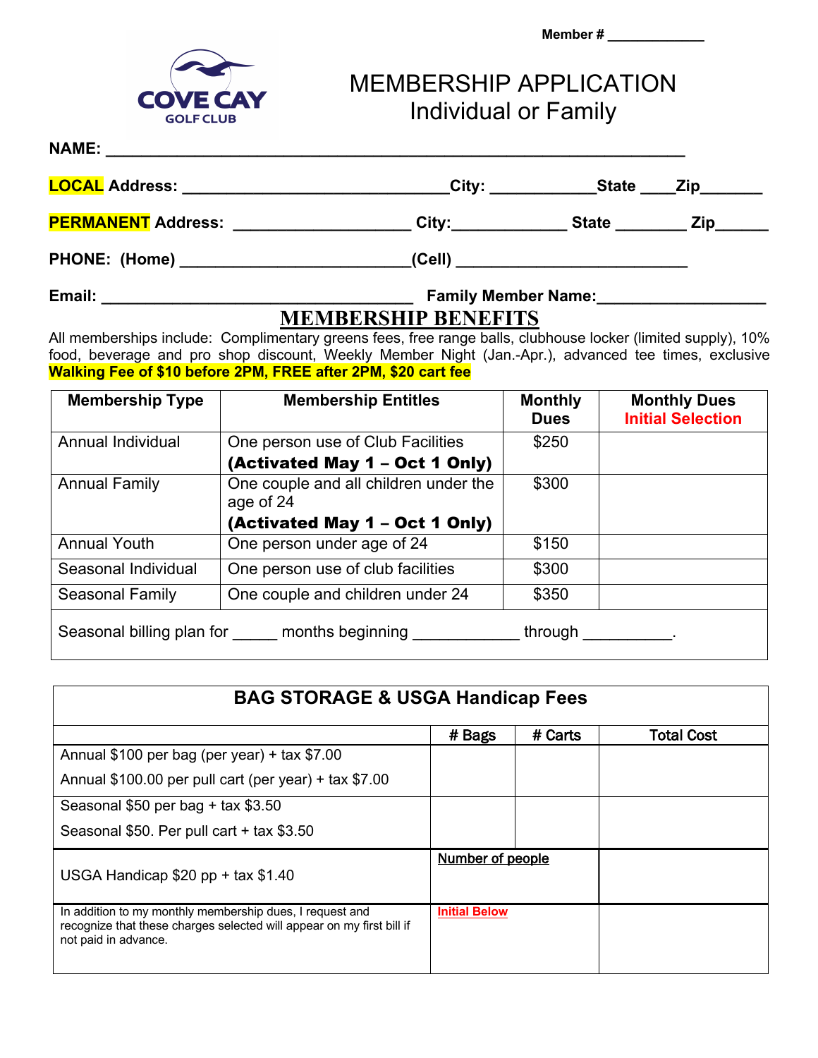Member # _____________

COVE CAY
GOLF CLUB

# MEMBERSHIP APPLICATION
## Individual or Family

**NAME:** ____________________________________________________________

**LOCAL Address:** ______________________________ **City:** ____________ **State** ____ **Zip** _______

**PERMANENT Address:** ____________________ **City:** _____________ **State** ________ **Zip** ______

**PHONE: (Home)** _________________________ **(Cell)** _________________________

**Email:** ___________________________________ **Family Member Name:** ___________________

## MEMBERSHIP BENEFITS

All memberships include: Complimentary greens fees, free range balls, clubhouse locker (limited supply), 10% food, beverage and pro shop discount, Weekly Member Night (Jan.-Apr.), advanced tee times, exclusive **Walking Fee of $10 before 2PM, FREE after 2PM, $20 cart fee**

| Membership Type | Membership Entitles | Monthly Dues | Monthly Dues Initial Selection |
|---|---|---|---|
| Annual Individual | One person use of Club Facilities **(Activated May 1 – Oct 1 Only)** | $250 | |
| Annual Family | One couple and all children under the age of 24 **(Activated May 1 – Oct 1 Only)** | $300 | |
| Annual Youth | One person under age of 24 | $150 | |
| Seasonal Individual | One person use of club facilities | $300 | |
| Seasonal Family | One couple and children under 24 | $350 | |
| Seasonal billing plan for _____ months beginning ____________ through __________. | | | |

| BAG STORAGE & USGA Handicap Fees | | | |
|---|---|---|---|
| | # Bags | # Carts | Total Cost |
| Annual $100 per bag (per year) + tax $7.00<br>Annual $100.00 per pull cart (per year) + tax $7.00 | | | |
| Seasonal $50 per bag + tax $3.50<br>Seasonal $50. Per pull cart + tax $3.50 | | | |
| USGA Handicap $20 pp + tax $1.40 | Number of people | | |
| In addition to my monthly membership dues, I request and recognize that these charges selected will appear on my first bill if not paid in advance. | Initial Below | | |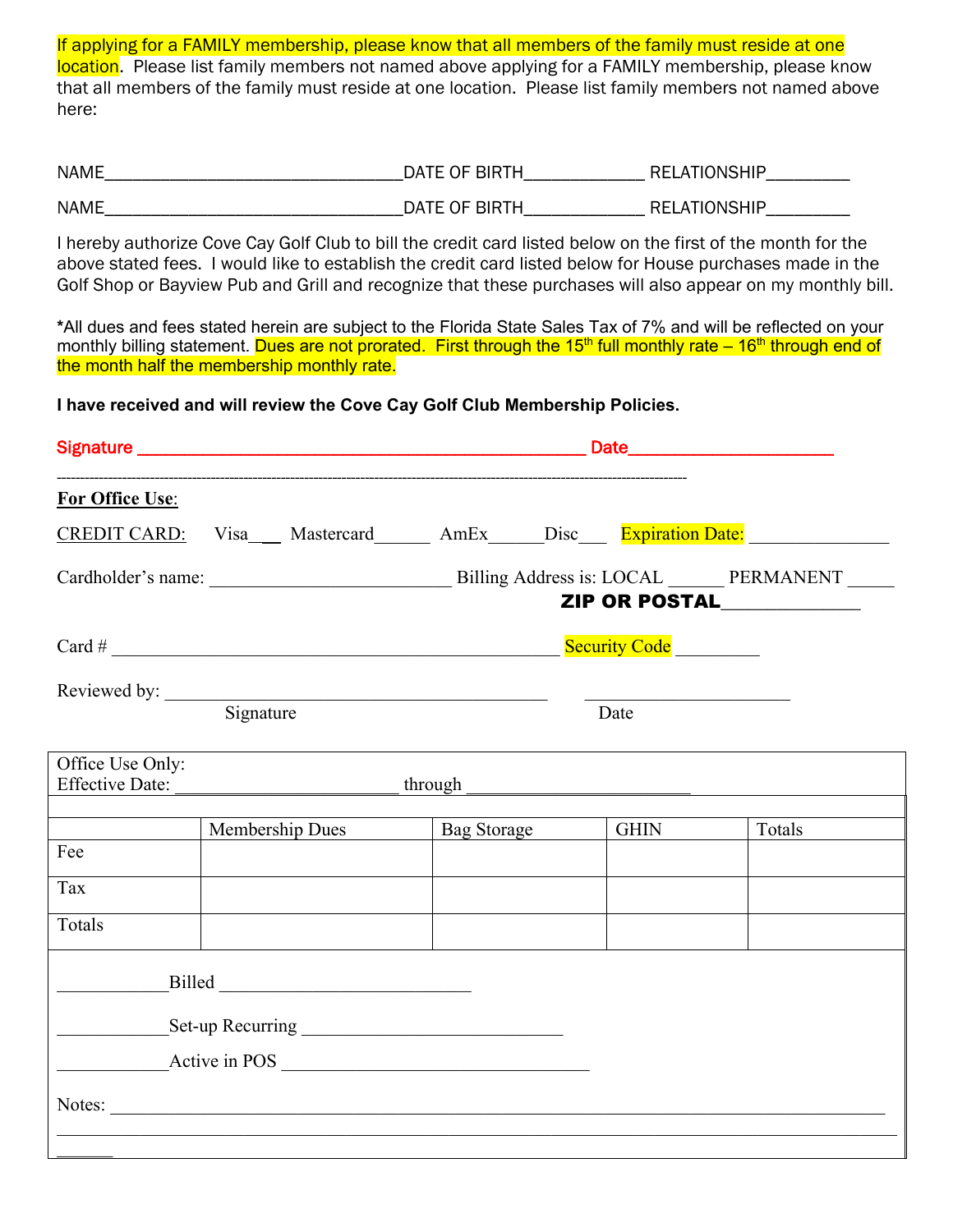If applying for a FAMILY membership, please know that all members of the family must reside at one location. Please list family members not named above applying for a FAMILY membership, please know that all members of the family must reside at one location. Please list family members not named above here:

NAME_________________________________DATE OF BIRTH_____________ RELATIONSHIP_________

NAME_________________________________DATE OF BIRTH_____________ RELATIONSHIP_________

I hereby authorize Cove Cay Golf Club to bill the credit card listed below on the first of the month for the above stated fees. I would like to establish the credit card listed below for House purchases made in the Golf Shop or Bayview Pub and Grill and recognize that these purchases will also appear on my monthly bill.

*All dues and fees stated herein are subject to the Florida State Sales Tax of 7% and will be reflected on your monthly billing statement. Dues are not prorated. First through the 15th full monthly rate – 16th through end of the month half the membership monthly rate.

**I have received and will review the Cove Cay Golf Club Membership Policies.**

Signature ______________________________________________ Date______________________

---

**For Office Use**:

CREDIT CARD: Visa___ Mastercard______ AmEx______Disc___ Expiration Date: _______________

Cardholder's name: _________________________ Billing Address is: LOCAL ______ PERMANENT _____

**ZIP OR POSTAL**______________

Card # _______________________________________________ Security Code _________

Reviewed by: __________________________________________ ______________________

Signature Date

Office Use Only:
Effective Date: ________________________ through ________________________

| | Membership Dues | Bag Storage | GHIN | Totals |
|---|---|---|---|---|
| Fee | | | | |
| Tax | | | | |
| Totals | | | | |

____________Billed ___________________________

____________Set-up Recurring ___________________________

____________Active in POS ________________________________

Notes: ______________________________________________________________________________

______________________________________________________________________________________